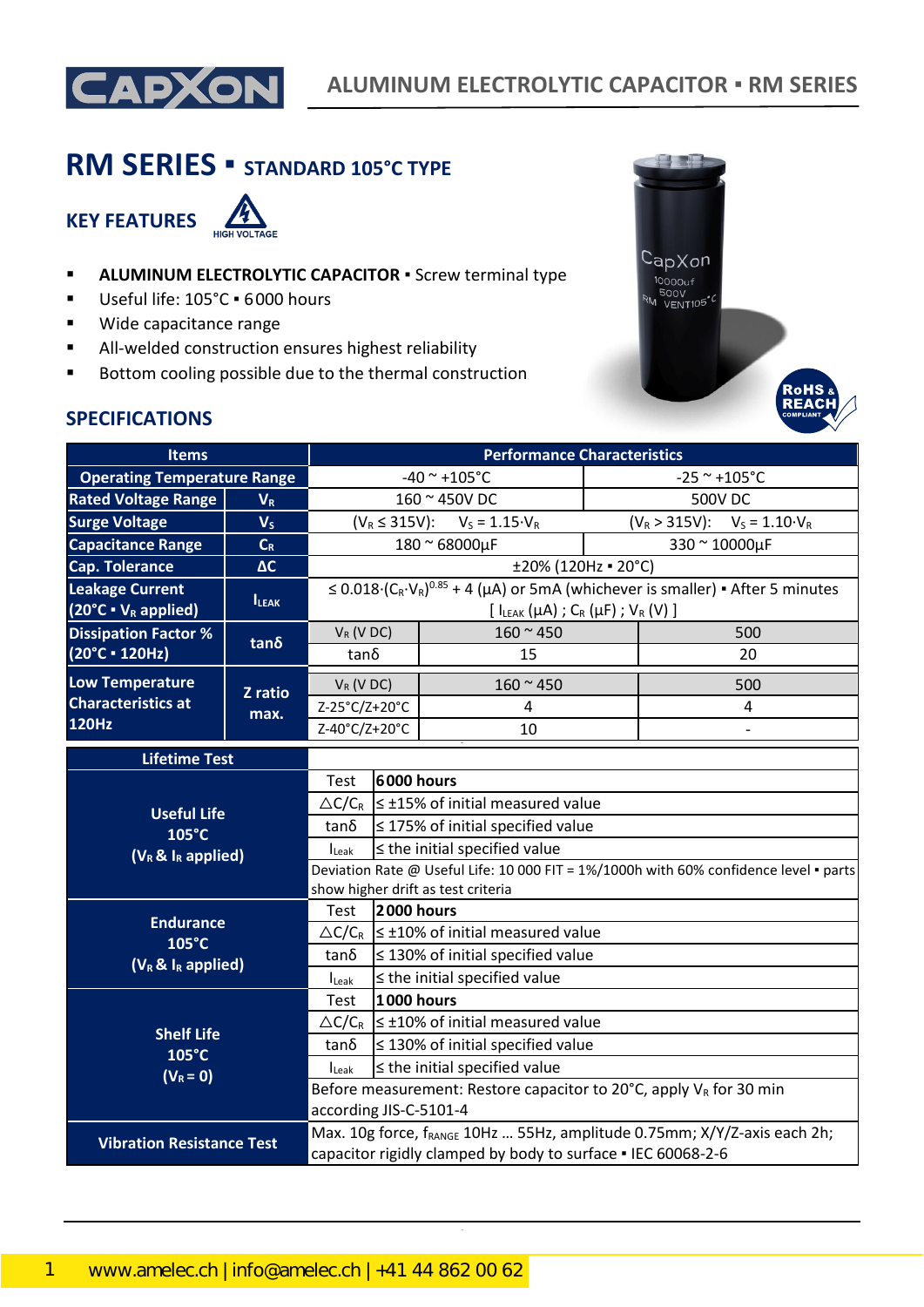# RM SERIES ▪ STANDARD 105°C TYPE

## KEY FEATURES

HIGH VOLTAGE

- **ALUMINUM ELECTROLYTIC CAPACITOR** ▪ Screw terminal type
- Useful life: 105°C ▪ 6000 hours
- Wide capacitance range
- All-welded construction ensures highest reliability
- Bottom cooling possible due to the thermal construction

RoHS & REACH COMPLIANT

## SPECIFICATIONS

| Items | | Performance Characteristics | | | |
|---|---|---|---|---|---|
| Operating Temperature Range | | -40 ~ +105°C | | -25 ~ +105°C | |
| Rated Voltage Range | $V_R$ | 160 ~ 450V DC | | 500V DC | |
| Surge Voltage | $V_S$ | ($V_R \leq 315V$): $V_S = 1.15 \cdot V_R$ | | ($V_R > 315V$): $V_S = 1.10 \cdot V_R$ | |
| Capacitance Range | $C_R$ | 180 ~ 68000µF | | 330 ~ 10000µF | |
| Cap. Tolerance | ΔC | ±20% (120Hz ▪ 20°C) | | | |
| Leakage Current (20°C ▪ $V_R$ applied) | $I_{LEAK}$ | $\leq 0.018 \cdot (C_R \cdot V_R)^{0.85} + 4$ (µA) or 5mA (whichever is smaller) ▪ After 5 minutes [ $I_{LEAK}$ (µA) ; $C_R$ (µF) ; $V_R$ (V) ] | | | |
| Dissipation Factor % (20°C ▪ 120Hz) | tanδ | $V_R$ (V DC) | 160 ~ 450 | 500 | |
| | | tanδ | 15 | 20 | |
| Low Temperature Characteristics at 120Hz | Z ratio max. | $V_R$ (V DC) | 160 ~ 450 | 500 | |
| | | Z-25°C/Z+20°C | 4 | 4 | |
| | | Z-40°C/Z+20°C | 10 | - | |

| Lifetime Test | | |
|---|---|---|
| Useful Life 105°C ($V_R$ & $I_R$ applied) | Test | **6000 hours** |
| | $\triangle C/C_R$ | ≤ ±15% of initial measured value |
| | tanδ | ≤ 175% of initial specified value |
| | $I_{Leak}$ | ≤ the initial specified value |
| | Deviation Rate @ Useful Life: 10 000 FIT = 1%/1000h with 60% confidence level ▪ parts show higher drift as test criteria | |
| Endurance 105°C ($V_R$ & $I_R$ applied) | Test | **2000 hours** |
| | $\triangle C/C_R$ | ≤ ±10% of initial measured value |
| | tanδ | ≤ 130% of initial specified value |
| | $I_{Leak}$ | ≤ the initial specified value |
| Shelf Life 105°C ($V_R$ = 0) | Test | **1000 hours** |
| | $\triangle C/C_R$ | ≤ ±10% of initial measured value |
| | tanδ | ≤ 130% of initial specified value |
| | $I_{Leak}$ | ≤ the initial specified value |
| | Before measurement: Restore capacitor to 20°C, apply $V_R$ for 30 min according JIS-C-5101-4 | |
| Vibration Resistance Test | Max. 10g force, $f_{RANGE}$ 10Hz … 55Hz, amplitude 0.75mm; X/Y/Z-axis each 2h; capacitor rigidly clamped by body to surface ▪ IEC 60068-2-6 | |

www.amelec.ch | info@amelec.ch | +41 44 862 00 62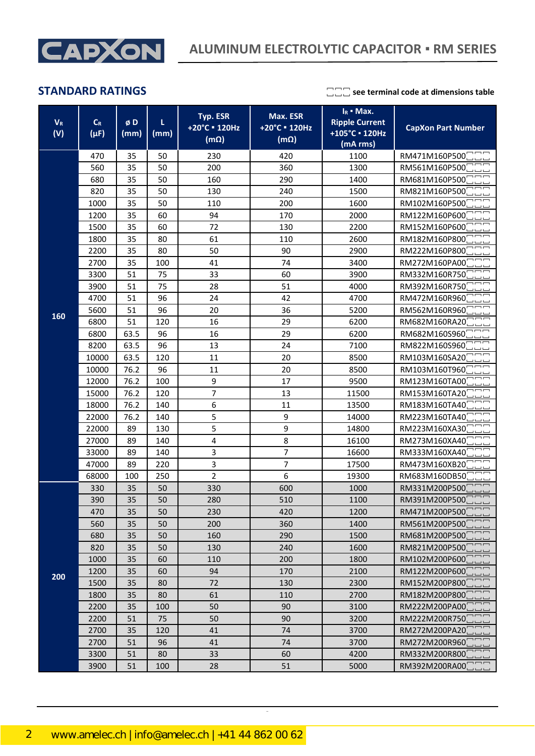## STANDARD RATINGS

□□□ see terminal code at dimensions table

| $V_R$ (V) | $C_R$ (µF) | ø D (mm) | L (mm) | Typ. ESR +20°C ▪ 120Hz (mΩ) | Max. ESR +20°C ▪ 120Hz (mΩ) | $I_R$ ▪ Max. Ripple Current +105°C ▪ 120Hz (mA rms) | CapXon Part Number |
|---|---|---|---|---|---|---|---|
| 160 | 470 | 35 | 50 | 230 | 420 | 1100 | RM471M160P500□□□ |
| | 560 | 35 | 50 | 200 | 360 | 1300 | RM561M160P500□□□ |
| | 680 | 35 | 50 | 160 | 290 | 1400 | RM681M160P500□□□ |
| | 820 | 35 | 50 | 130 | 240 | 1500 | RM821M160P500□□□ |
| | 1000 | 35 | 50 | 110 | 200 | 1600 | RM102M160P500□□□ |
| | 1200 | 35 | 60 | 94 | 170 | 2000 | RM122M160P600□□□ |
| | 1500 | 35 | 60 | 72 | 130 | 2200 | RM152M160P600□□□ |
| | 1800 | 35 | 80 | 61 | 110 | 2600 | RM182M160P800□□□ |
| | 2200 | 35 | 80 | 50 | 90 | 2900 | RM222M160P800□□□ |
| | 2700 | 35 | 100 | 41 | 74 | 3400 | RM272M160PA00□□□ |
| | 3300 | 51 | 75 | 33 | 60 | 3900 | RM332M160R750□□□ |
| | 3900 | 51 | 75 | 28 | 51 | 4000 | RM392M160R750□□□ |
| | 4700 | 51 | 96 | 24 | 42 | 4700 | RM472M160R960□□□ |
| | 5600 | 51 | 96 | 20 | 36 | 5200 | RM562M160R960□□□ |
| | 6800 | 51 | 120 | 16 | 29 | 6200 | RM682M160RA20□□□ |
| | 6800 | 63.5 | 96 | 16 | 29 | 6200 | RM682M160S960□□□ |
| | 8200 | 63.5 | 96 | 13 | 24 | 7100 | RM822M160S960□□□ |
| | 10000 | 63.5 | 120 | 11 | 20 | 8500 | RM103M160SA20□□□ |
| | 10000 | 76.2 | 96 | 11 | 20 | 8500 | RM103M160T960□□□ |
| | 12000 | 76.2 | 100 | 9 | 17 | 9500 | RM123M160TA00□□□ |
| | 15000 | 76.2 | 120 | 7 | 13 | 11500 | RM153M160TA20□□□ |
| | 18000 | 76.2 | 140 | 6 | 11 | 13500 | RM183M160TA40□□□ |
| | 22000 | 76.2 | 140 | 5 | 9 | 14000 | RM223M160TA40□□□ |
| | 22000 | 89 | 130 | 5 | 9 | 14800 | RM223M160XA30□□□ |
| | 27000 | 89 | 140 | 4 | 8 | 16100 | RM273M160XA40□□□ |
| | 33000 | 89 | 140 | 3 | 7 | 16600 | RM333M160XA40□□□ |
| | 47000 | 89 | 220 | 3 | 7 | 17500 | RM473M160XB20□□□ |
| | 68000 | 100 | 250 | 2 | 6 | 19300 | RM683M160DB50□□□ |
| 200 | 330 | 35 | 50 | 330 | 600 | 1000 | RM331M200P500□□□ |
| | 390 | 35 | 50 | 280 | 510 | 1100 | RM391M200P500□□□ |
| | 470 | 35 | 50 | 230 | 420 | 1200 | RM471M200P500□□□ |
| | 560 | 35 | 50 | 200 | 360 | 1400 | RM561M200P500□□□ |
| | 680 | 35 | 50 | 160 | 290 | 1500 | RM681M200P500□□□ |
| | 820 | 35 | 50 | 130 | 240 | 1600 | RM821M200P500□□□ |
| | 1000 | 35 | 60 | 110 | 200 | 1800 | RM102M200P600□□□ |
| | 1200 | 35 | 60 | 94 | 170 | 2100 | RM122M200P600□□□ |
| | 1500 | 35 | 80 | 72 | 130 | 2300 | RM152M200P800□□□ |
| | 1800 | 35 | 80 | 61 | 110 | 2700 | RM182M200P800□□□ |
| | 2200 | 35 | 100 | 50 | 90 | 3100 | RM222M200PA00□□□ |
| | 2200 | 51 | 75 | 50 | 90 | 3200 | RM222M200R750□□□ |
| | 2700 | 35 | 120 | 41 | 74 | 3700 | RM272M200PA20□□□ |
| | 2700 | 51 | 96 | 41 | 74 | 3700 | RM272M200R960□□□ |
| | 3300 | 51 | 80 | 33 | 60 | 4200 | RM332M200R800□□□ |
| | 3900 | 51 | 100 | 28 | 51 | 5000 | RM392M200RA00□□□ |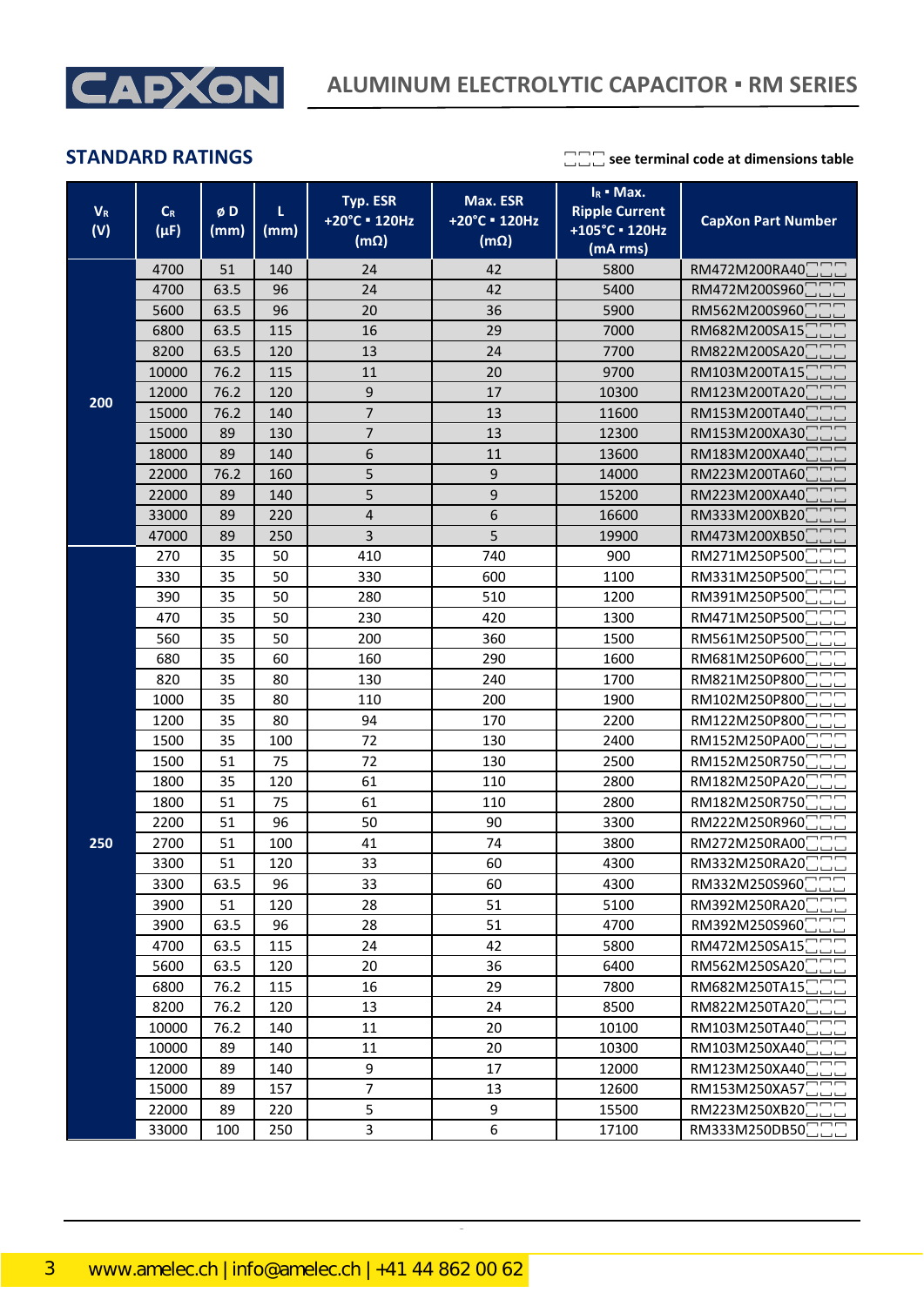## STANDARD RATINGS

□□□ see terminal code at dimensions table

| $V_R$ (V) | $C_R$ (µF) | ø D (mm) | L (mm) | Typ. ESR +20°C ▪ 120Hz (mΩ) | Max. ESR +20°C ▪ 120Hz (mΩ) | $I_R$ ▪ Max. Ripple Current +105°C ▪ 120Hz (mA rms) | CapXon Part Number |
|---|---|---|---|---|---|---|---|
| 200 | 4700 | 51 | 140 | 24 | 42 | 5800 | RM472M200RA40□□□ |
| | 4700 | 63.5 | 96 | 24 | 42 | 5400 | RM472M200S960□□□ |
| | 5600 | 63.5 | 96 | 20 | 36 | 5900 | RM562M200S960□□□ |
| | 6800 | 63.5 | 115 | 16 | 29 | 7000 | RM682M200SA15□□□ |
| | 8200 | 63.5 | 120 | 13 | 24 | 7700 | RM822M200SA20□□□ |
| | 10000 | 76.2 | 115 | 11 | 20 | 9700 | RM103M200TA15□□□ |
| | 12000 | 76.2 | 120 | 9 | 17 | 10300 | RM123M200TA20□□□ |
| | 15000 | 76.2 | 140 | 7 | 13 | 11600 | RM153M200TA40□□□ |
| | 15000 | 89 | 130 | 7 | 13 | 12300 | RM153M200XA30□□□ |
| | 18000 | 89 | 140 | 6 | 11 | 13600 | RM183M200XA40□□□ |
| | 22000 | 76.2 | 160 | 5 | 9 | 14000 | RM223M200TA60□□□ |
| | 22000 | 89 | 140 | 5 | 9 | 15200 | RM223M200XA40□□□ |
| | 33000 | 89 | 220 | 4 | 6 | 16600 | RM333M200XB20□□□ |
| | 47000 | 89 | 250 | 3 | 5 | 19900 | RM473M200XB50□□□ |
| 250 | 270 | 35 | 50 | 410 | 740 | 900 | RM271M250P500□□□ |
| | 330 | 35 | 50 | 330 | 600 | 1100 | RM331M250P500□□□ |
| | 390 | 35 | 50 | 280 | 510 | 1200 | RM391M250P500□□□ |
| | 470 | 35 | 50 | 230 | 420 | 1300 | RM471M250P500□□□ |
| | 560 | 35 | 50 | 200 | 360 | 1500 | RM561M250P500□□□ |
| | 680 | 35 | 60 | 160 | 290 | 1600 | RM681M250P600□□□ |
| | 820 | 35 | 80 | 130 | 240 | 1700 | RM821M250P800□□□ |
| | 1000 | 35 | 80 | 110 | 200 | 1900 | RM102M250P800□□□ |
| | 1200 | 35 | 80 | 94 | 170 | 2200 | RM122M250P800□□□ |
| | 1500 | 35 | 100 | 72 | 130 | 2400 | RM152M250PA00□□□ |
| | 1500 | 51 | 75 | 72 | 130 | 2500 | RM152M250R750□□□ |
| | 1800 | 35 | 120 | 61 | 110 | 2800 | RM182M250PA20□□□ |
| | 1800 | 51 | 75 | 61 | 110 | 2800 | RM182M250R750□□□ |
| | 2200 | 51 | 96 | 50 | 90 | 3300 | RM222M250R960□□□ |
| | 2700 | 51 | 100 | 41 | 74 | 3800 | RM272M250RA00□□□ |
| | 3300 | 51 | 120 | 33 | 60 | 4300 | RM332M250RA20□□□ |
| | 3300 | 63.5 | 96 | 33 | 60 | 4300 | RM332M250S960□□□ |
| | 3900 | 51 | 120 | 28 | 51 | 5100 | RM392M250RA20□□□ |
| | 3900 | 63.5 | 96 | 28 | 51 | 4700 | RM392M250S960□□□ |
| | 4700 | 63.5 | 115 | 24 | 42 | 5800 | RM472M250SA15□□□ |
| | 5600 | 63.5 | 120 | 20 | 36 | 6400 | RM562M250SA20□□□ |
| | 6800 | 76.2 | 115 | 16 | 29 | 7800 | RM682M250TA15□□□ |
| | 8200 | 76.2 | 120 | 13 | 24 | 8500 | RM822M250TA20□□□ |
| | 10000 | 76.2 | 140 | 11 | 20 | 10100 | RM103M250TA40□□□ |
| | 10000 | 89 | 140 | 11 | 20 | 10300 | RM103M250XA40□□□ |
| | 12000 | 89 | 140 | 9 | 17 | 12000 | RM123M250XA40□□□ |
| | 15000 | 89 | 157 | 7 | 13 | 12600 | RM153M250XA57□□□ |
| | 22000 | 89 | 220 | 5 | 9 | 15500 | RM223M250XB20□□□ |
| | 33000 | 100 | 250 | 3 | 6 | 17100 | RM333M250DB50□□□ |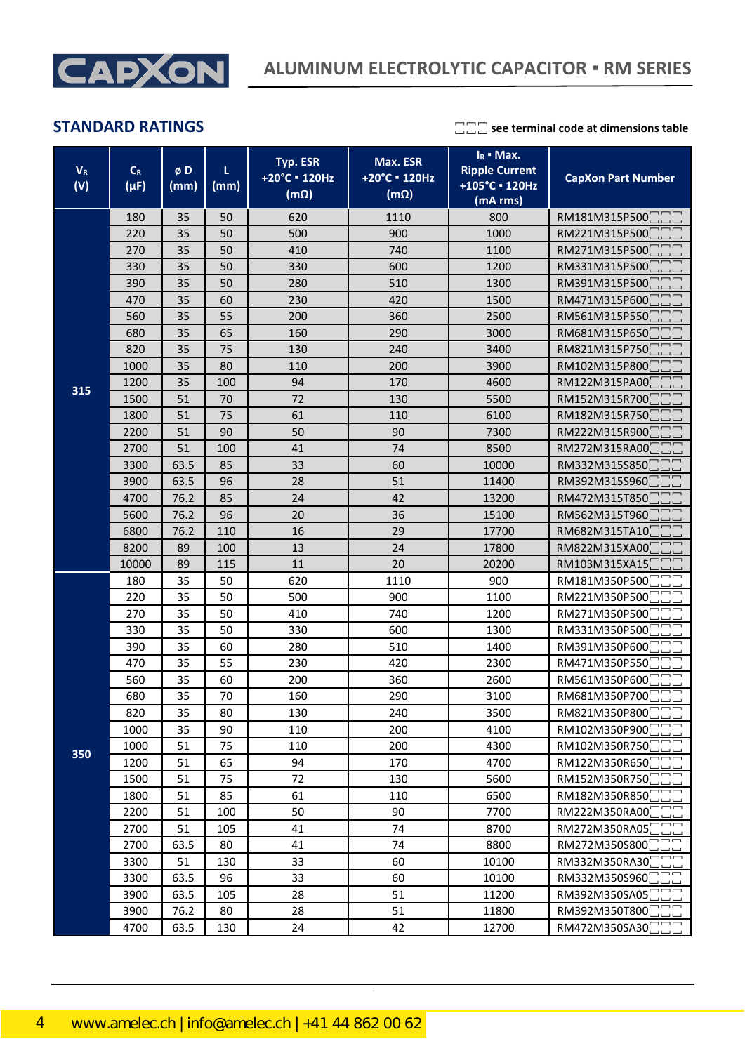## STANDARD RATINGS

□□□ see terminal code at dimensions table

| $V_R$ (V) | $C_R$ (µF) | ø D (mm) | L (mm) | Typ. ESR +20°C ▪ 120Hz (mΩ) | Max. ESR +20°C ▪ 120Hz (mΩ) | $I_R$ ▪ Max. Ripple Current +105°C ▪ 120Hz (mA rms) | CapXon Part Number |
|---|---|---|---|---|---|---|---|
| 315 | 180 | 35 | 50 | 620 | 1110 | 800 | RM181M315P500□□□ |
| | 220 | 35 | 50 | 500 | 900 | 1000 | RM221M315P500□□□ |
| | 270 | 35 | 50 | 410 | 740 | 1100 | RM271M315P500□□□ |
| | 330 | 35 | 50 | 330 | 600 | 1200 | RM331M315P500□□□ |
| | 390 | 35 | 50 | 280 | 510 | 1300 | RM391M315P500□□□ |
| | 470 | 35 | 60 | 230 | 420 | 1500 | RM471M315P600□□□ |
| | 560 | 35 | 55 | 200 | 360 | 2500 | RM561M315P550□□□ |
| | 680 | 35 | 65 | 160 | 290 | 3000 | RM681M315P650□□□ |
| | 820 | 35 | 75 | 130 | 240 | 3400 | RM821M315P750□□□ |
| | 1000 | 35 | 80 | 110 | 200 | 3900 | RM102M315P800□□□ |
| | 1200 | 35 | 100 | 94 | 170 | 4600 | RM122M315PA00□□□ |
| | 1500 | 51 | 70 | 72 | 130 | 5500 | RM152M315R700□□□ |
| | 1800 | 51 | 75 | 61 | 110 | 6100 | RM182M315R750□□□ |
| | 2200 | 51 | 90 | 50 | 90 | 7300 | RM222M315R900□□□ |
| | 2700 | 51 | 100 | 41 | 74 | 8500 | RM272M315RA00□□□ |
| | 3300 | 63.5 | 85 | 33 | 60 | 10000 | RM332M315S850□□□ |
| | 3900 | 63.5 | 96 | 28 | 51 | 11400 | RM392M315S960□□□ |
| | 4700 | 76.2 | 85 | 24 | 42 | 13200 | RM472M315T850□□□ |
| | 5600 | 76.2 | 96 | 20 | 36 | 15100 | RM562M315T960□□□ |
| | 6800 | 76.2 | 110 | 16 | 29 | 17700 | RM682M315TA10□□□ |
| | 8200 | 89 | 100 | 13 | 24 | 17800 | RM822M315XA00□□□ |
| | 10000 | 89 | 115 | 11 | 20 | 20200 | RM103M315XA15□□□ |
| 350 | 180 | 35 | 50 | 620 | 1110 | 900 | RM181M350P500□□□ |
| | 220 | 35 | 50 | 500 | 900 | 1100 | RM221M350P500□□□ |
| | 270 | 35 | 50 | 410 | 740 | 1200 | RM271M350P500□□□ |
| | 330 | 35 | 50 | 330 | 600 | 1300 | RM331M350P500□□□ |
| | 390 | 35 | 60 | 280 | 510 | 1400 | RM391M350P600□□□ |
| | 470 | 35 | 55 | 230 | 420 | 2300 | RM471M350P550□□□ |
| | 560 | 35 | 60 | 200 | 360 | 2600 | RM561M350P600□□□ |
| | 680 | 35 | 70 | 160 | 290 | 3100 | RM681M350P700□□□ |
| | 820 | 35 | 80 | 130 | 240 | 3500 | RM821M350P800□□□ |
| | 1000 | 35 | 90 | 110 | 200 | 4100 | RM102M350P900□□□ |
| | 1000 | 51 | 75 | 110 | 200 | 4300 | RM102M350R750□□□ |
| | 1200 | 51 | 65 | 94 | 170 | 4700 | RM122M350R650□□□ |
| | 1500 | 51 | 75 | 72 | 130 | 5600 | RM152M350R750□□□ |
| | 1800 | 51 | 85 | 61 | 110 | 6500 | RM182M350R850□□□ |
| | 2200 | 51 | 100 | 50 | 90 | 7700 | RM222M350RA00□□□ |
| | 2700 | 51 | 105 | 41 | 74 | 8700 | RM272M350RA05□□□ |
| | 2700 | 63.5 | 80 | 41 | 74 | 8800 | RM272M350S800□□□ |
| | 3300 | 51 | 130 | 33 | 60 | 10100 | RM332M350RA30□□□ |
| | 3300 | 63.5 | 96 | 33 | 60 | 10100 | RM332M350S960□□□ |
| | 3900 | 63.5 | 105 | 28 | 51 | 11200 | RM392M350SA05□□□ |
| | 3900 | 76.2 | 80 | 28 | 51 | 11800 | RM392M350T800□□□ |
| | 4700 | 63.5 | 130 | 24 | 42 | 12700 | RM472M350SA30□□□ |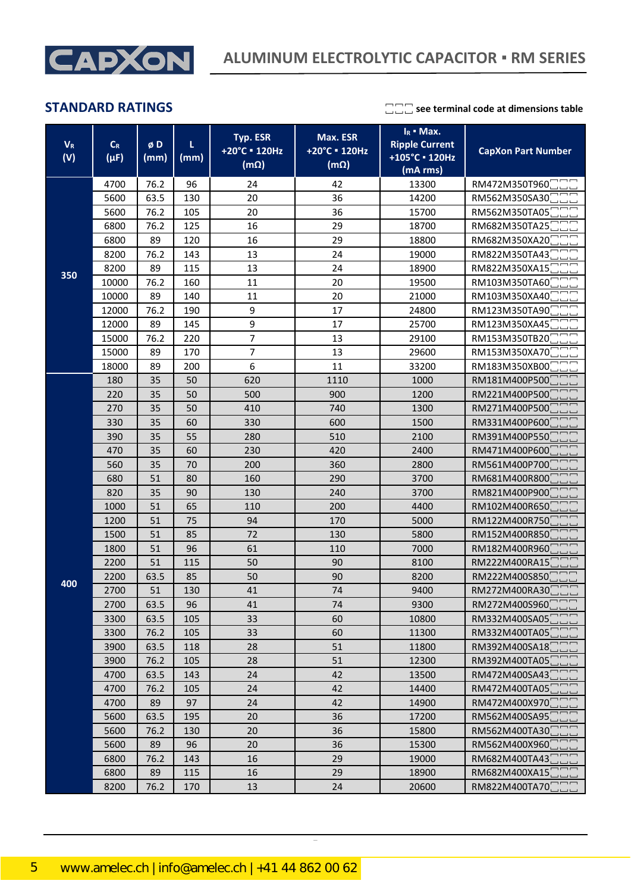## STANDARD RATINGS

□□□ see terminal code at dimensions table

| $V_R$ (V) | $C_R$ (µF) | ø D (mm) | L (mm) | Typ. ESR +20°C ▪ 120Hz (mΩ) | Max. ESR +20°C ▪ 120Hz (mΩ) | $I_R$ ▪ Max. Ripple Current +105°C ▪ 120Hz (mA rms) | CapXon Part Number |
|---|---|---|---|---|---|---|---|
| 350 | 4700 | 76.2 | 96 | 24 | 42 | 13300 | RM472M350T960□□□ |
| | 5600 | 63.5 | 130 | 20 | 36 | 14200 | RM562M350SA30□□□ |
| | 5600 | 76.2 | 105 | 20 | 36 | 15700 | RM562M350TA05□□□ |
| | 6800 | 76.2 | 125 | 16 | 29 | 18700 | RM682M350TA25□□□ |
| | 6800 | 89 | 120 | 16 | 29 | 18800 | RM682M350XA20□□□ |
| | 8200 | 76.2 | 143 | 13 | 24 | 19000 | RM822M350TA43□□□ |
| | 8200 | 89 | 115 | 13 | 24 | 18900 | RM822M350XA15□□□ |
| | 10000 | 76.2 | 160 | 11 | 20 | 19500 | RM103M350TA60□□□ |
| | 10000 | 89 | 140 | 11 | 20 | 21000 | RM103M350XA40□□□ |
| | 12000 | 76.2 | 190 | 9 | 17 | 24800 | RM123M350TA90□□□ |
| | 12000 | 89 | 145 | 9 | 17 | 25700 | RM123M350XA45□□□ |
| | 15000 | 76.2 | 220 | 7 | 13 | 29100 | RM153M350TB20□□□ |
| | 15000 | 89 | 170 | 7 | 13 | 29600 | RM153M350XA70□□□ |
| | 18000 | 89 | 200 | 6 | 11 | 33200 | RM183M350XB00□□□ |
| 400 | 180 | 35 | 50 | 620 | 1110 | 1000 | RM181M400P500□□□ |
| | 220 | 35 | 50 | 500 | 900 | 1200 | RM221M400P500□□□ |
| | 270 | 35 | 50 | 410 | 740 | 1300 | RM271M400P500□□□ |
| | 330 | 35 | 60 | 330 | 600 | 1500 | RM331M400P600□□□ |
| | 390 | 35 | 55 | 280 | 510 | 2100 | RM391M400P550□□□ |
| | 470 | 35 | 60 | 230 | 420 | 2400 | RM471M400P600□□□ |
| | 560 | 35 | 70 | 200 | 360 | 2800 | RM561M400P700□□□ |
| | 680 | 51 | 80 | 160 | 290 | 3700 | RM681M400R800□□□ |
| | 820 | 35 | 90 | 130 | 240 | 3700 | RM821M400P900□□□ |
| | 1000 | 51 | 65 | 110 | 200 | 4400 | RM102M400R650□□□ |
| | 1200 | 51 | 75 | 94 | 170 | 5000 | RM122M400R750□□□ |
| | 1500 | 51 | 85 | 72 | 130 | 5800 | RM152M400R850□□□ |
| | 1800 | 51 | 96 | 61 | 110 | 7000 | RM182M400R960□□□ |
| | 2200 | 51 | 115 | 50 | 90 | 8100 | RM222M400RA15□□□ |
| | 2200 | 63.5 | 85 | 50 | 90 | 8200 | RM222M400S850□□□ |
| | 2700 | 51 | 130 | 41 | 74 | 9400 | RM272M400RA30□□□ |
| | 2700 | 63.5 | 96 | 41 | 74 | 9300 | RM272M400S960□□□ |
| | 3300 | 63.5 | 105 | 33 | 60 | 10800 | RM332M400SA05□□□ |
| | 3300 | 76.2 | 105 | 33 | 60 | 11300 | RM332M400TA05□□□ |
| | 3900 | 63.5 | 118 | 28 | 51 | 11800 | RM392M400SA18□□□ |
| | 3900 | 76.2 | 105 | 28 | 51 | 12300 | RM392M400TA05□□□ |
| | 4700 | 63.5 | 143 | 24 | 42 | 13500 | RM472M400SA43□□□ |
| | 4700 | 76.2 | 105 | 24 | 42 | 14400 | RM472M400TA05□□□ |
| | 4700 | 89 | 97 | 24 | 42 | 14900 | RM472M400X970□□□ |
| | 5600 | 63.5 | 195 | 20 | 36 | 17200 | RM562M400SA95□□□ |
| | 5600 | 76.2 | 130 | 20 | 36 | 15800 | RM562M400TA30□□□ |
| | 5600 | 89 | 96 | 20 | 36 | 15300 | RM562M400X960□□□ |
| | 6800 | 76.2 | 143 | 16 | 29 | 19000 | RM682M400TA43□□□ |
| | 6800 | 89 | 115 | 16 | 29 | 18900 | RM682M400XA15□□□ |
| | 8200 | 76.2 | 170 | 13 | 24 | 20600 | RM822M400TA70□□□ |

www.amelec.ch | info@amelec.ch | +41 44 862 00 62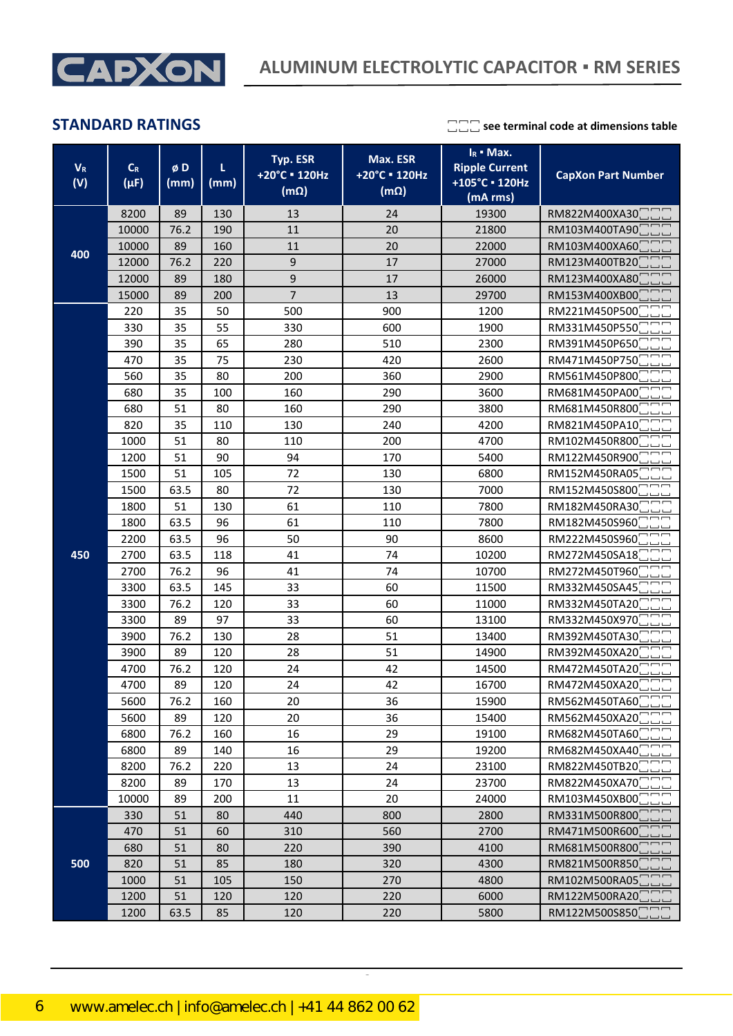## STANDARD RATINGS

□□□ see terminal code at dimensions table

| $V_R$ (V) | $C_R$ (µF) | ø D (mm) | L (mm) | Typ. ESR +20°C ▪ 120Hz (mΩ) | Max. ESR +20°C ▪ 120Hz (mΩ) | $I_R$ ▪ Max. Ripple Current +105°C ▪ 120Hz (mA rms) | CapXon Part Number |
|---|---|---|---|---|---|---|---|
| 400 | 8200 | 89 | 130 | 13 | 24 | 19300 | RM822M400XA30□□□ |
| | 10000 | 76.2 | 190 | 11 | 20 | 21800 | RM103M400TA90□□□ |
| | 10000 | 89 | 160 | 11 | 20 | 22000 | RM103M400XA60□□□ |
| | 12000 | 76.2 | 220 | 9 | 17 | 27000 | RM123M400TB20□□□ |
| | 12000 | 89 | 180 | 9 | 17 | 26000 | RM123M400XA80□□□ |
| | 15000 | 89 | 200 | 7 | 13 | 29700 | RM153M400XB00□□□ |
| 450 | 220 | 35 | 50 | 500 | 900 | 1200 | RM221M450P500□□□ |
| | 330 | 35 | 55 | 330 | 600 | 1900 | RM331M450P550□□□ |
| | 390 | 35 | 65 | 280 | 510 | 2300 | RM391M450P650□□□ |
| | 470 | 35 | 75 | 230 | 420 | 2600 | RM471M450P750□□□ |
| | 560 | 35 | 80 | 200 | 360 | 2900 | RM561M450P800□□□ |
| | 680 | 35 | 100 | 160 | 290 | 3600 | RM681M450PA00□□□ |
| | 680 | 51 | 80 | 160 | 290 | 3800 | RM681M450R800□□□ |
| | 820 | 35 | 110 | 130 | 240 | 4200 | RM821M450PA10□□□ |
| | 1000 | 51 | 80 | 110 | 200 | 4700 | RM102M450R800□□□ |
| | 1200 | 51 | 90 | 94 | 170 | 5400 | RM122M450R900□□□ |
| | 1500 | 51 | 105 | 72 | 130 | 6800 | RM152M450RA05□□□ |
| | 1500 | 63.5 | 80 | 72 | 130 | 7000 | RM152M450S800□□□ |
| | 1800 | 51 | 130 | 61 | 110 | 7800 | RM182M450RA30□□□ |
| | 1800 | 63.5 | 96 | 61 | 110 | 7800 | RM182M450S960□□□ |
| | 2200 | 63.5 | 96 | 50 | 90 | 8600 | RM222M450S960□□□ |
| | 2700 | 63.5 | 118 | 41 | 74 | 10200 | RM272M450SA18□□□ |
| | 2700 | 76.2 | 96 | 41 | 74 | 10700 | RM272M450T960□□□ |
| | 3300 | 63.5 | 145 | 33 | 60 | 11500 | RM332M450SA45□□□ |
| | 3300 | 76.2 | 120 | 33 | 60 | 11000 | RM332M450TA20□□□ |
| | 3300 | 89 | 97 | 33 | 60 | 13100 | RM332M450X970□□□ |
| | 3900 | 76.2 | 130 | 28 | 51 | 13400 | RM392M450TA30□□□ |
| | 3900 | 89 | 120 | 28 | 51 | 14900 | RM392M450XA20□□□ |
| | 4700 | 76.2 | 120 | 24 | 42 | 14500 | RM472M450TA20□□□ |
| | 4700 | 89 | 120 | 24 | 42 | 16700 | RM472M450XA20□□□ |
| | 5600 | 76.2 | 160 | 20 | 36 | 15900 | RM562M450TA60□□□ |
| | 5600 | 89 | 120 | 20 | 36 | 15400 | RM562M450XA20□□□ |
| | 6800 | 76.2 | 160 | 16 | 29 | 19100 | RM682M450TA60□□□ |
| | 6800 | 89 | 140 | 16 | 29 | 19200 | RM682M450XA40□□□ |
| | 8200 | 76.2 | 220 | 13 | 24 | 23100 | RM822M450TB20□□□ |
| | 8200 | 89 | 170 | 13 | 24 | 23700 | RM822M450XA70□□□ |
| | 10000 | 89 | 200 | 11 | 20 | 24000 | RM103M450XB00□□□ |
| 500 | 330 | 51 | 80 | 440 | 800 | 2800 | RM331M500R800□□□ |
| | 470 | 51 | 60 | 310 | 560 | 2700 | RM471M500R600□□□ |
| | 680 | 51 | 80 | 220 | 390 | 4100 | RM681M500R800□□□ |
| | 820 | 51 | 85 | 180 | 320 | 4300 | RM821M500R850□□□ |
| | 1000 | 51 | 105 | 150 | 270 | 4800 | RM102M500RA05□□□ |
| | 1200 | 51 | 120 | 120 | 220 | 6000 | RM122M500RA20□□□ |
| | 1200 | 63.5 | 85 | 120 | 220 | 5800 | RM122M500S850□□□ |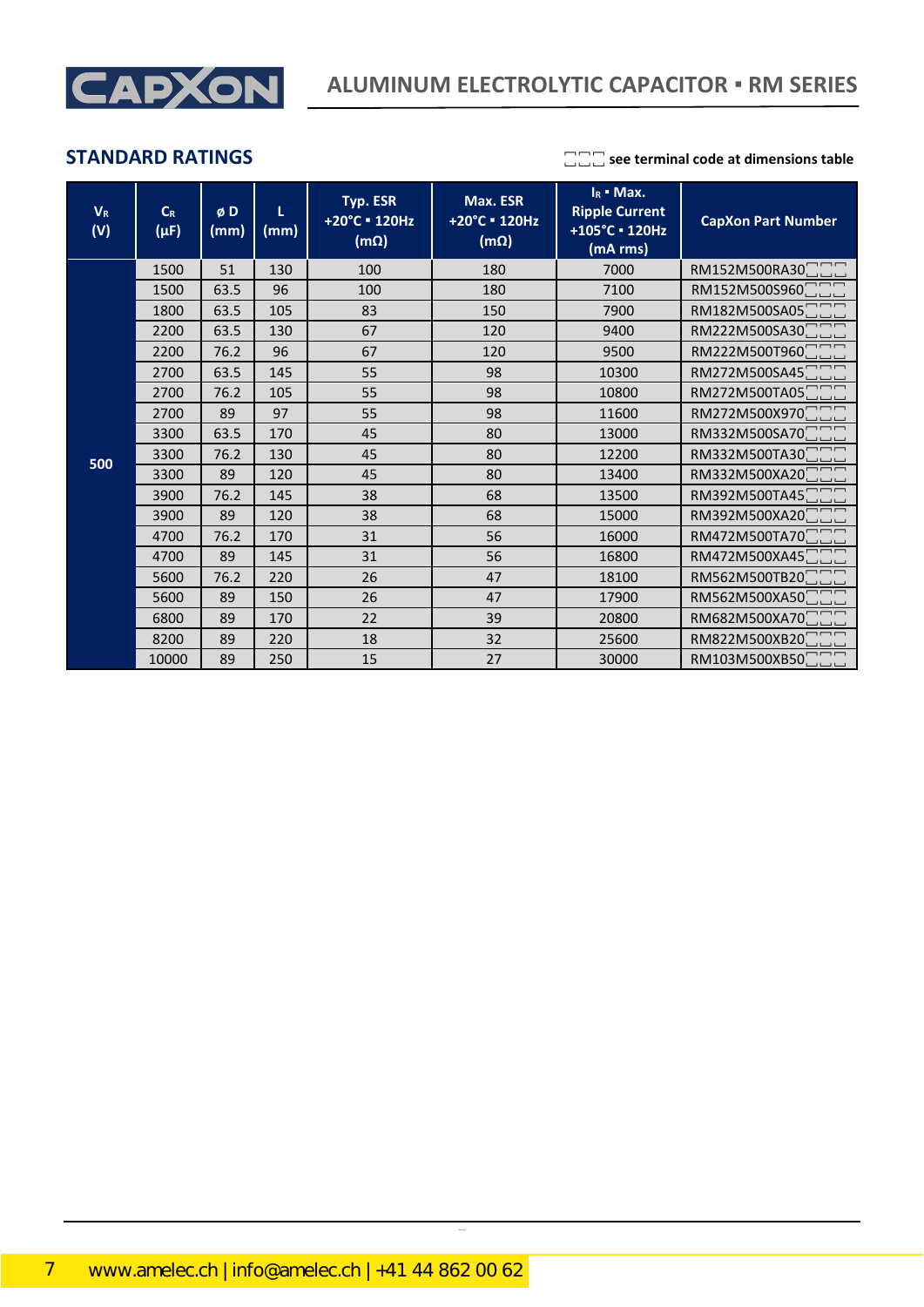## STANDARD RATINGS

□□□ see terminal code at dimensions table

| $V_R$ (V) | $C_R$ (µF) | ø D (mm) | L (mm) | Typ. ESR +20°C ▪ 120Hz (mΩ) | Max. ESR +20°C ▪ 120Hz (mΩ) | $I_R$ ▪ Max. Ripple Current +105°C ▪ 120Hz (mA rms) | CapXon Part Number |
|---|---|---|---|---|---|---|---|
| 500 | 1500 | 51 | 130 | 100 | 180 | 7000 | RM152M500RA30□□□ |
| | 1500 | 63.5 | 96 | 100 | 180 | 7100 | RM152M500S960□□□ |
| | 1800 | 63.5 | 105 | 83 | 150 | 7900 | RM182M500SA05□□□ |
| | 2200 | 63.5 | 130 | 67 | 120 | 9400 | RM222M500SA30□□□ |
| | 2200 | 76.2 | 96 | 67 | 120 | 9500 | RM222M500T960□□□ |
| | 2700 | 63.5 | 145 | 55 | 98 | 10300 | RM272M500SA45□□□ |
| | 2700 | 76.2 | 105 | 55 | 98 | 10800 | RM272M500TA05□□□ |
| | 2700 | 89 | 97 | 55 | 98 | 11600 | RM272M500X970□□□ |
| | 3300 | 63.5 | 170 | 45 | 80 | 13000 | RM332M500SA70□□□ |
| | 3300 | 76.2 | 130 | 45 | 80 | 12200 | RM332M500TA30□□□ |
| | 3300 | 89 | 120 | 45 | 80 | 13400 | RM332M500XA20□□□ |
| | 3900 | 76.2 | 145 | 38 | 68 | 13500 | RM392M500TA45□□□ |
| | 3900 | 89 | 120 | 38 | 68 | 15000 | RM392M500XA20□□□ |
| | 4700 | 76.2 | 170 | 31 | 56 | 16000 | RM472M500TA70□□□ |
| | 4700 | 89 | 145 | 31 | 56 | 16800 | RM472M500XA45□□□ |
| | 5600 | 76.2 | 220 | 26 | 47 | 18100 | RM562M500TB20□□□ |
| | 5600 | 89 | 150 | 26 | 47 | 17900 | RM562M500XA50□□□ |
| | 6800 | 89 | 170 | 22 | 39 | 20800 | RM682M500XA70□□□ |
| | 8200 | 89 | 220 | 18 | 32 | 25600 | RM822M500XB20□□□ |
| | 10000 | 89 | 250 | 15 | 27 | 30000 | RM103M500XB50□□□ |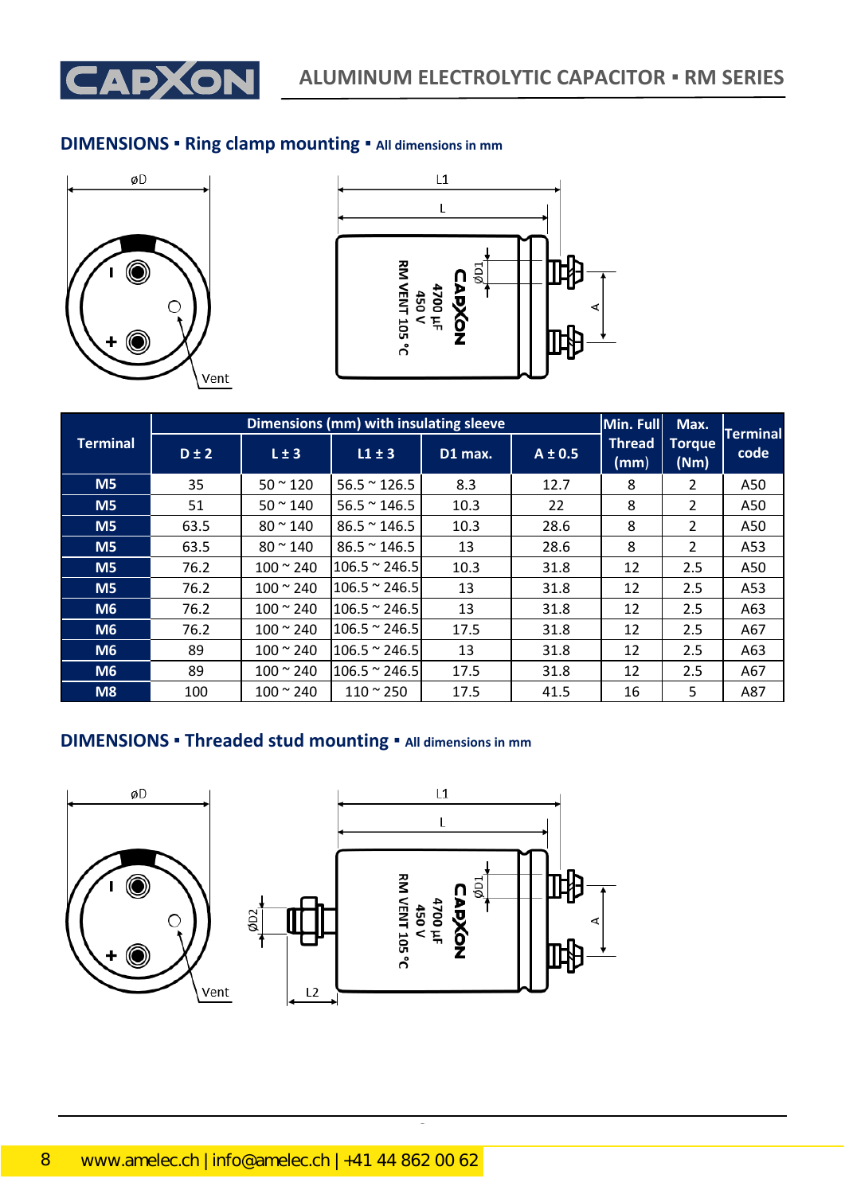## DIMENSIONS ▪ Ring clamp mounting ▪ All dimensions in mm

| Terminal | Dimensions (mm) with insulating sleeve | | | | | Min. Full Thread (mm) | Max. Torque (Nm) | Terminal code |
|---|---|---|---|---|---|---|---|---|
| | D ± 2 | L ± 3 | L1 ± 3 | D1 max. | A ± 0.5 | | | |
| M5 | 35 | 50 ~ 120 | 56.5 ~ 126.5 | 8.3 | 12.7 | 8 | 2 | A50 |
| M5 | 51 | 50 ~ 140 | 56.5 ~ 146.5 | 10.3 | 22 | 8 | 2 | A50 |
| M5 | 63.5 | 80 ~ 140 | 86.5 ~ 146.5 | 10.3 | 28.6 | 8 | 2 | A50 |
| M5 | 63.5 | 80 ~ 140 | 86.5 ~ 146.5 | 13 | 28.6 | 8 | 2 | A53 |
| M5 | 76.2 | 100 ~ 240 | 106.5 ~ 246.5 | 10.3 | 31.8 | 12 | 2.5 | A50 |
| M5 | 76.2 | 100 ~ 240 | 106.5 ~ 246.5 | 13 | 31.8 | 12 | 2.5 | A53 |
| M6 | 76.2 | 100 ~ 240 | 106.5 ~ 246.5 | 13 | 31.8 | 12 | 2.5 | A63 |
| M6 | 76.2 | 100 ~ 240 | 106.5 ~ 246.5 | 17.5 | 31.8 | 12 | 2.5 | A67 |
| M6 | 89 | 100 ~ 240 | 106.5 ~ 246.5 | 13 | 31.8 | 12 | 2.5 | A63 |
| M6 | 89 | 100 ~ 240 | 106.5 ~ 246.5 | 17.5 | 31.8 | 12 | 2.5 | A67 |
| M8 | 100 | 100 ~ 240 | 110 ~ 250 | 17.5 | 41.5 | 16 | 5 | A87 |

## DIMENSIONS ▪ Threaded stud mounting ▪ All dimensions in mm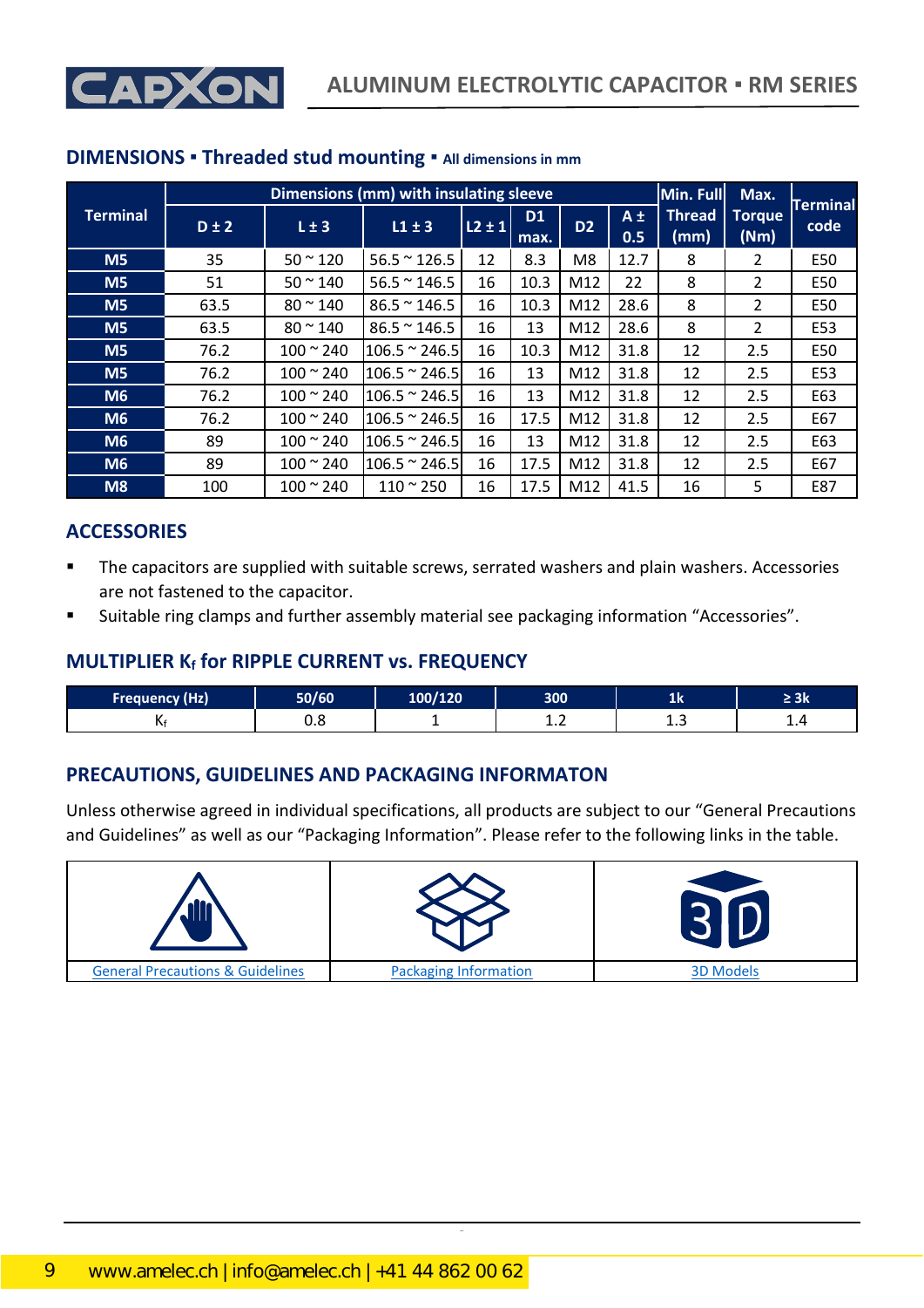## DIMENSIONS ▪ Threaded stud mounting ▪ All dimensions in mm

| Terminal | Dimensions (mm) with insulating sleeve | | | | | | | Min. Full Thread (mm) | Max. Torque (Nm) | Terminal code |
|---|---|---|---|---|---|---|---|---|---|---|
| | D ± 2 | L ± 3 | L1 ± 3 | L2 ± 1 | D1 max. | D2 | A ± 0.5 | | | |
| M5 | 35 | 50 ~ 120 | 56.5 ~ 126.5 | 12 | 8.3 | M8 | 12.7 | 8 | 2 | E50 |
| M5 | 51 | 50 ~ 140 | 56.5 ~ 146.5 | 16 | 10.3 | M12 | 22 | 8 | 2 | E50 |
| M5 | 63.5 | 80 ~ 140 | 86.5 ~ 146.5 | 16 | 10.3 | M12 | 28.6 | 8 | 2 | E50 |
| M5 | 63.5 | 80 ~ 140 | 86.5 ~ 146.5 | 16 | 13 | M12 | 28.6 | 8 | 2 | E53 |
| M5 | 76.2 | 100 ~ 240 | 106.5 ~ 246.5 | 16 | 10.3 | M12 | 31.8 | 12 | 2.5 | E50 |
| M5 | 76.2 | 100 ~ 240 | 106.5 ~ 246.5 | 16 | 13 | M12 | 31.8 | 12 | 2.5 | E53 |
| M6 | 76.2 | 100 ~ 240 | 106.5 ~ 246.5 | 16 | 13 | M12 | 31.8 | 12 | 2.5 | E63 |
| M6 | 76.2 | 100 ~ 240 | 106.5 ~ 246.5 | 16 | 17.5 | M12 | 31.8 | 12 | 2.5 | E67 |
| M6 | 89 | 100 ~ 240 | 106.5 ~ 246.5 | 16 | 13 | M12 | 31.8 | 12 | 2.5 | E63 |
| M6 | 89 | 100 ~ 240 | 106.5 ~ 246.5 | 16 | 17.5 | M12 | 31.8 | 12 | 2.5 | E67 |
| M8 | 100 | 100 ~ 240 | 110 ~ 250 | 16 | 17.5 | M12 | 41.5 | 16 | 5 | E87 |

## ACCESSORIES

- The capacitors are supplied with suitable screws, serrated washers and plain washers. Accessories are not fastened to the capacitor.
- Suitable ring clamps and further assembly material see packaging information “Accessories”.

## MULTIPLIER $K_f$ for RIPPLE CURRENT vs. FREQUENCY

| Frequency (Hz) | 50/60 | 100/120 | 300 | 1k | ≥ 3k |
|---|---|---|---|---|---|
| $K_f$ | 0.8 | 1 | 1.2 | 1.3 | 1.4 |

## PRECAUTIONS, GUIDELINES AND PACKAGING INFORMATON

Unless otherwise agreed in individual specifications, all products are subject to our “General Precautions and Guidelines” as well as our “Packaging Information”. Please refer to the following links in the table.

| | | |
|---|---|---|
| General Precautions & Guidelines | Packaging Information | 3D Models |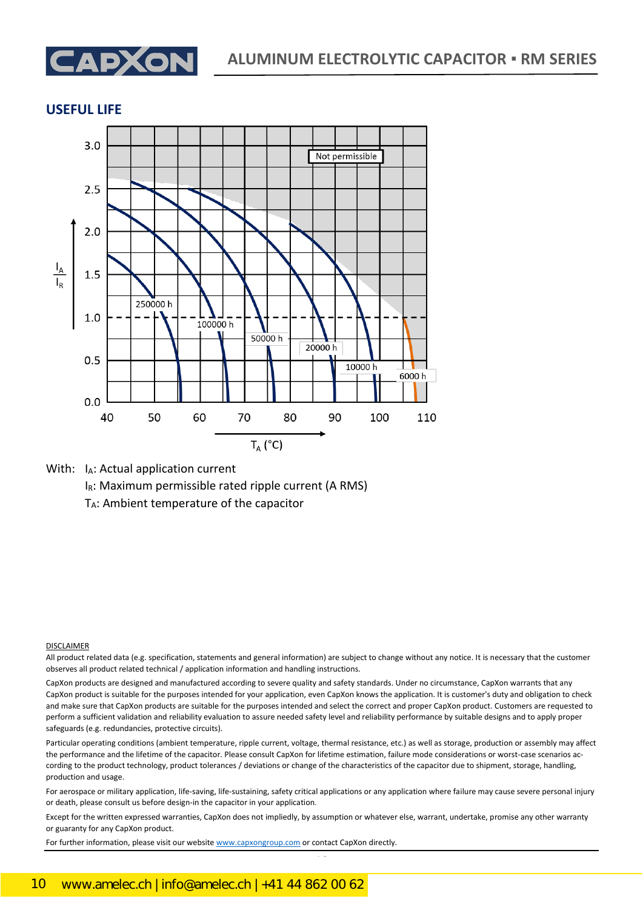## USEFUL LIFE

Not permissible

3.0
2.5
2.0
1.5
1.0
0.5
0.0

$\frac{I_A}{I_R}$

250000 h
100000 h
50000 h
20000 h
10000 h
6000 h

40 50 60 70 80 90 100 110

$T_A$ (°C)

With: $I_A$: Actual application current

$I_R$: Maximum permissible rated ripple current (A RMS)

$T_A$: Ambient temperature of the capacitor

DISCLAIMER

All product related data (e.g. specification, statements and general information) are subject to change without any notice. It is necessary that the customer observes all product related technical / application information and handling instructions.

CapXon products are designed and manufactured according to severe quality and safety standards. Under no circumstance, CapXon warrants that any CapXon product is suitable for the purposes intended for your application, even CapXon knows the application. It is customer's duty and obligation to check and make sure that CapXon products are suitable for the purposes intended and select the correct and proper CapXon product. Customers are requested to perform a sufficient validation and reliability evaluation to assure needed safety level and reliability performance by suitable designs and to apply proper safeguards (e.g. redundancies, protective circuits).

Particular operating conditions (ambient temperature, ripple current, voltage, thermal resistance, etc.) as well as storage, production or assembly may affect the performance and the lifetime of the capacitor. Please consult CapXon for lifetime estimation, failure mode considerations or worst-case scenarios according to the product technology, product tolerances / deviations or change of the characteristics of the capacitor due to shipment, storage, handling, production and usage.

For aerospace or military application, life-saving, life-sustaining, safety critical applications or any application where failure may cause severe personal injury or death, please consult us before design-in the capacitor in your application.

Except for the written expressed warranties, CapXon does not impliedly, by assumption or whatever else, warrant, undertake, promise any other warranty or guaranty for any CapXon product.

For further information, please visit our website www.capxongroup.com or contact CapXon directly.